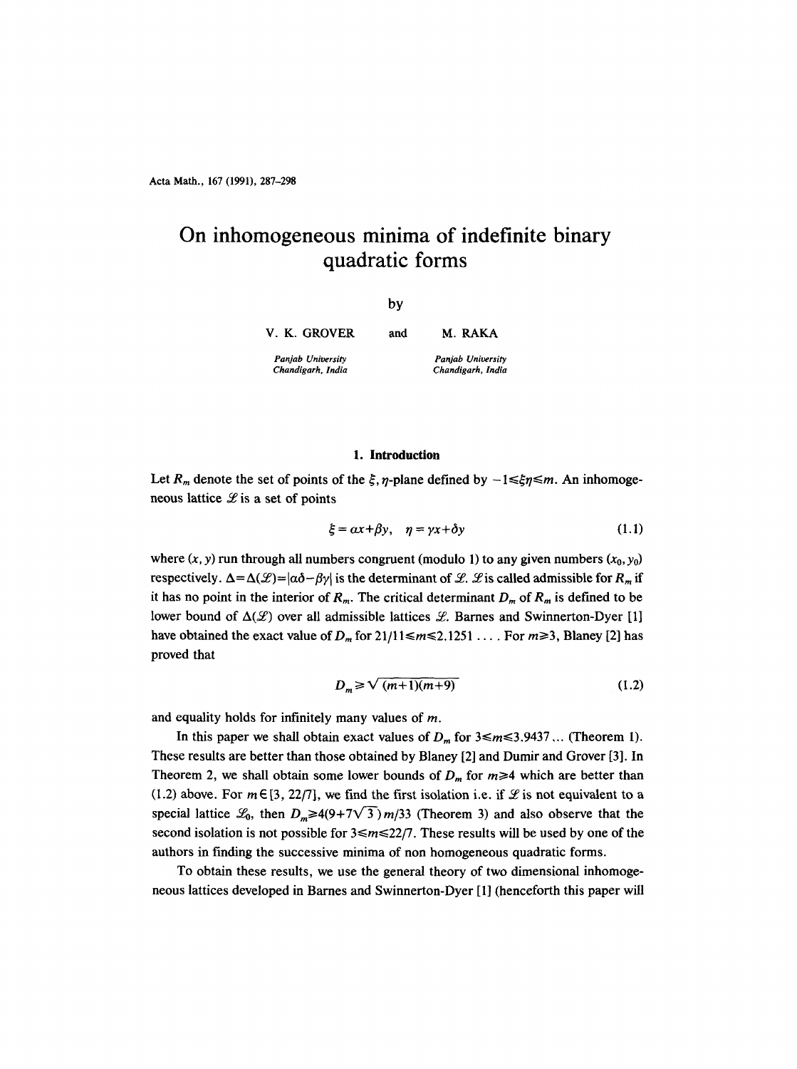# On inhomogeneous minima of indefinite binary quadratic forms

by

V. K. GROVER and M. RAKA

*Panjab University*
*Chandigarh, India*

*Panjab University*
*Chandigarh, India*

## 1. Introduction

Let $R_m$ denote the set of points of the $\xi, \eta$-plane defined by $-1 \leq \xi\eta \leq m$. An inhomogeneous lattice $\mathscr{L}$ is a set of points

$$\xi = \alpha x + \beta y, \quad \eta = \gamma x + \delta y \tag{1.1}$$

where $(x, y)$ run through all numbers congruent (modulo 1) to any given numbers $(x_0, y_0)$ respectively. $\Delta = \Delta(\mathscr{L}) = |\alpha\delta - \beta\gamma|$ is the determinant of $\mathscr{L}$. $\mathscr{L}$ is called admissible for $R_m$ if it has no point in the interior of $R_m$. The critical determinant $D_m$ of $R_m$ is defined to be lower bound of $\Delta(\mathscr{L})$ over all admissible lattices $\mathscr{L}$. Barnes and Swinnerton-Dyer [1] have obtained the exact value of $D_m$ for $21/11 \leq m \leq 2.1251 \ldots$. For $m \geq 3$, Blaney [2] has proved that

$$D_m \geq \sqrt{(m+1)(m+9)} \tag{1.2}$$

and equality holds for infinitely many values of $m$.

In this paper we shall obtain exact values of $D_m$ for $3 \leq m \leq 3.9437 \ldots$ (Theorem 1). These results are better than those obtained by Blaney [2] and Dumir and Grover [3]. In Theorem 2, we shall obtain some lower bounds of $D_m$ for $m \geq 4$ which are better than (1.2) above. For $m \in [3, 22/7]$, we find the first isolation i.e. if $\mathscr{L}$ is not equivalent to a special lattice $\mathscr{L}_0$, then $D_m \geq 4(9+7\sqrt{3})\,m/33$ (Theorem 3) and also observe that the second isolation is not possible for $3 \leq m \leq 22/7$. These results will be used by one of the authors in finding the successive minima of non homogeneous quadratic forms.

To obtain these results, we use the general theory of two dimensional inhomogeneous lattices developed in Barnes and Swinnerton-Dyer [1] (henceforth this paper will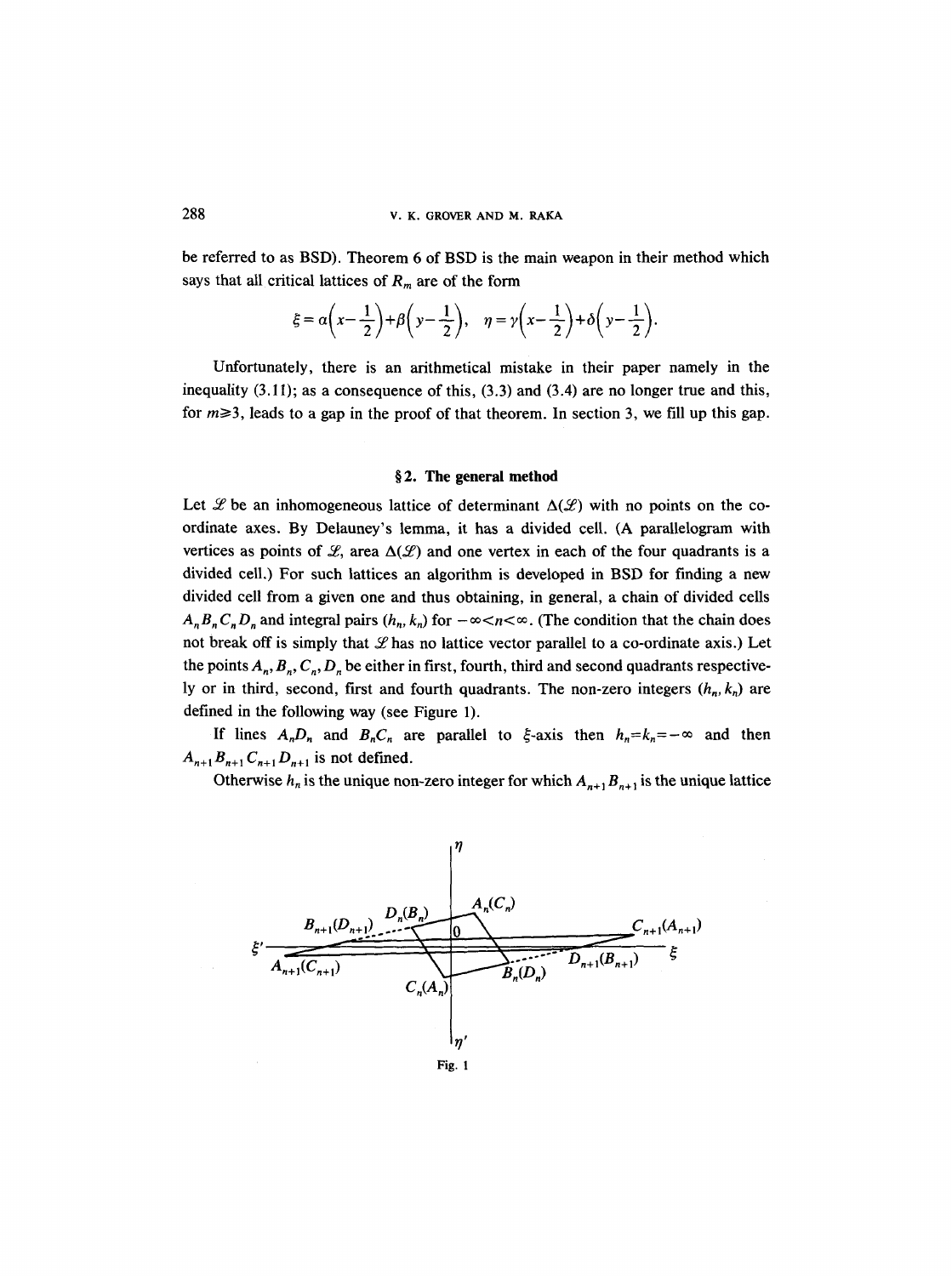be referred to as BSD). Theorem 6 of BSD is the main weapon in their method which says that all critical lattices of $R_m$ are of the form

$$\xi = \alpha\left(x - \frac{1}{2}\right) + \beta\left(y - \frac{1}{2}\right), \quad \eta = \gamma\left(x - \frac{1}{2}\right) + \delta\left(y - \frac{1}{2}\right).$$

Unfortunately, there is an arithmetical mistake in their paper namely in the inequality (3.11); as a consequence of this, (3.3) and (3.4) are no longer true and this, for $m \geq 3$, leads to a gap in the proof of that theorem. In section 3, we fill up this gap.

## § 2. The general method

Let $\mathscr{L}$ be an inhomogeneous lattice of determinant $\Delta(\mathscr{L})$ with no points on the co-ordinate axes. By Delauney's lemma, it has a divided cell. (A parallelogram with vertices as points of $\mathscr{L}$, area $\Delta(\mathscr{L})$ and one vertex in each of the four quadrants is a divided cell.) For such lattices an algorithm is developed in BSD for finding a new divided cell from a given one and thus obtaining, in general, a chain of divided cells $A_n B_n C_n D_n$ and integral pairs $(h_n, k_n)$ for $-\infty < n < \infty$. (The condition that the chain does not break off is simply that $\mathscr{L}$ has no lattice vector parallel to a co-ordinate axis.) Let the points $A_n, B_n, C_n, D_n$ be either in first, fourth, third and second quadrants respectively or in third, second, first and fourth quadrants. The non-zero integers $(h_n, k_n)$ are defined in the following way (see Figure 1).

If lines $A_n D_n$ and $B_n C_n$ are parallel to $\xi$-axis then $h_n = k_n = -\infty$ and then $A_{n+1} B_{n+1} C_{n+1} D_{n+1}$ is not defined.

Otherwise $h_n$ is the unique non-zero integer for which $A_{n+1} B_{n+1}$ is the unique lattice

Fig. 1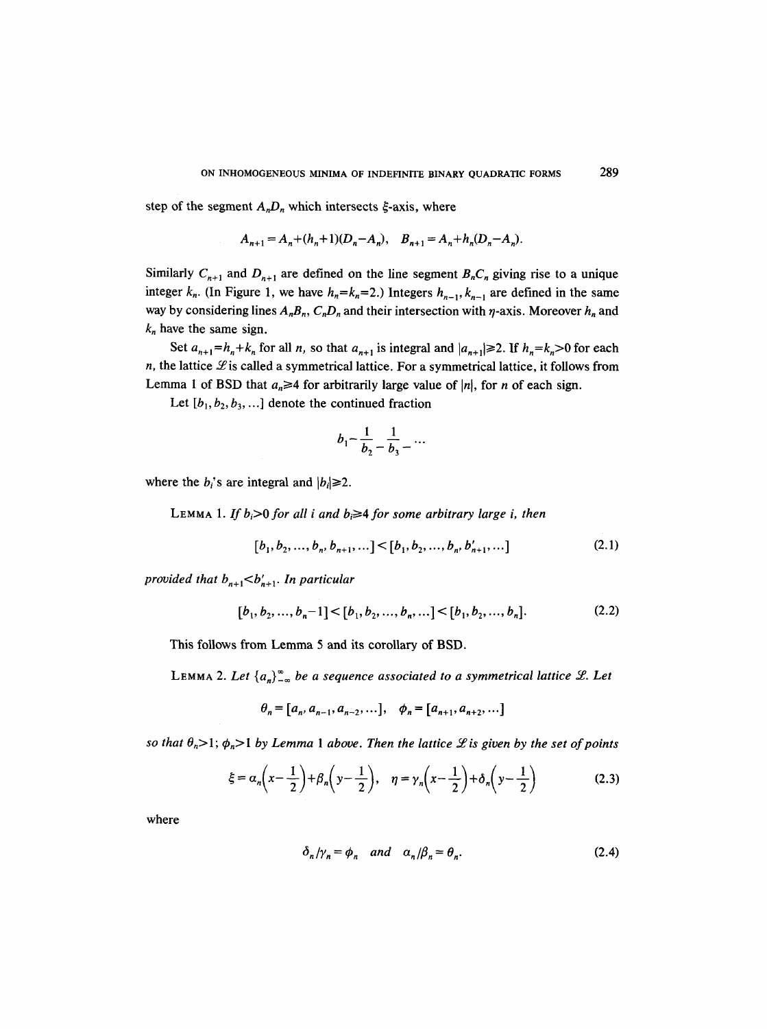step of the segment $A_nD_n$ which intersects $\xi$-axis, where

$$A_{n+1} = A_n + (h_n+1)(D_n - A_n), \quad B_{n+1} = A_n + h_n(D_n - A_n).$$

Similarly $C_{n+1}$ and $D_{n+1}$ are defined on the line segment $B_nC_n$ giving rise to a unique integer $k_n$. (In Figure 1, we have $h_n = k_n = 2$.) Integers $h_{n-1}, k_{n-1}$ are defined in the same way by considering lines $A_nB_n$, $C_nD_n$ and their intersection with $\eta$-axis. Moreover $h_n$ and $k_n$ have the same sign.

Set $a_{n+1} = h_n + k_n$ for all $n$, so that $a_{n+1}$ is integral and $|a_{n+1}| \geq 2$. If $h_n = k_n > 0$ for each $n$, the lattice $\mathscr{L}$ is called a symmetrical lattice. For a symmetrical lattice, it follows from Lemma 1 of BSD that $a_n \geq 4$ for arbitrarily large value of $|n|$, for $n$ of each sign.

Let $[b_1, b_2, b_3, \ldots]$ denote the continued fraction

$$b_1 - \frac{1}{b_2 -}\,\frac{1}{b_3 -}\cdots$$

where the $b_i$'s are integral and $|b_i| \geq 2$.

LEMMA 1. *If $b_i > 0$ for all $i$ and $b_i \geq 4$ for some arbitrary large $i$, then*

$$[b_1, b_2, \ldots, b_n, b_{n+1}, \ldots] < [b_1, b_2, \ldots, b_n, b'_{n+1}, \ldots] \tag{2.1}$$

*provided that $b_{n+1} < b'_{n+1}$. In particular*

$$[b_1, b_2, \ldots, b_n - 1] < [b_1, b_2, \ldots, b_n, \ldots] < [b_1, b_2, \ldots, b_n]. \tag{2.2}$$

This follows from Lemma 5 and its corollary of BSD.

LEMMA 2. *Let $\{a_n\}_{-\infty}^{\infty}$ be a sequence associated to a symmetrical lattice $\mathscr{L}$. Let*

$$\theta_n = [a_n, a_{n-1}, a_{n-2}, \ldots], \quad \phi_n = [a_{n+1}, a_{n+2}, \ldots]$$

*so that $\theta_n > 1$; $\phi_n > 1$ by Lemma 1 above. Then the lattice $\mathscr{L}$ is given by the set of points*

$$\xi = \alpha_n\left(x - \frac{1}{2}\right) + \beta_n\left(y - \frac{1}{2}\right), \quad \eta = \gamma_n\left(x - \frac{1}{2}\right) + \delta_n\left(y - \frac{1}{2}\right) \tag{2.3}$$

where

$$\delta_n/\gamma_n = \phi_n \quad \text{and} \quad \alpha_n/\beta_n = \theta_n. \tag{2.4}$$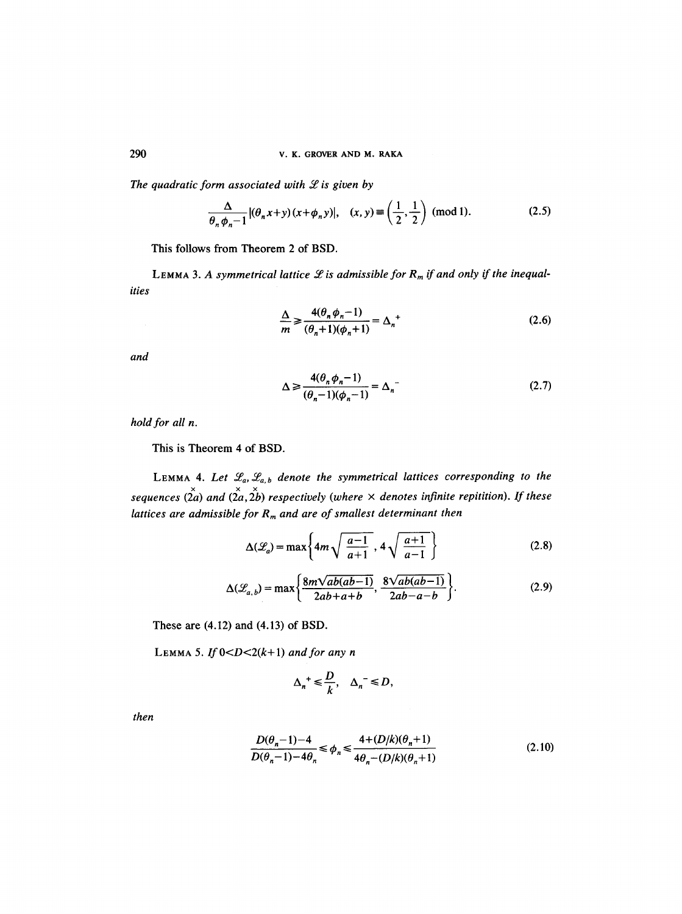*The quadratic form associated with $\mathscr{L}$ is given by*

$$\frac{\Delta}{\theta_n \phi_n - 1}|(\theta_n x + y)(x + \phi_n y)|, \quad (x, y) \equiv \left(\frac{1}{2}, \frac{1}{2}\right) \pmod 1. \tag{2.5}$$

This follows from Theorem 2 of BSD.

LEMMA 3. *A symmetrical lattice $\mathscr{L}$ is admissible for $R_m$ if and only if the inequalities*

$$\frac{\Delta}{m} \geqslant \frac{4(\theta_n \phi_n - 1)}{(\theta_n + 1)(\phi_n + 1)} = \Delta_n^{+} \tag{2.6}$$

*and*

$$\Delta \geqslant \frac{4(\theta_n \phi_n - 1)}{(\theta_n - 1)(\phi_n - 1)} = \Delta_n^{-} \tag{2.7}$$

*hold for all n.*

This is Theorem 4 of BSD.

LEMMA 4. *Let $\mathscr{L}_a, \mathscr{L}_{a,b}$ denote the symmetrical lattices corresponding to the sequences $(\overset{\times}{2a})$ and $(\overset{\times}{2a}, \overset{\times}{2b})$ respectively (where $\times$ denotes infinite repitition). If these lattices are admissible for $R_m$ and are of smallest determinant then*

$$\Delta(\mathscr{L}_a) = \max\left\{4m\sqrt{\frac{a-1}{a+1}}, 4\sqrt{\frac{a+1}{a-1}}\right\} \tag{2.8}$$

$$\Delta(\mathscr{L}_{a,b}) = \max\left\{\frac{8m\sqrt{ab(ab-1)}}{2ab+a+b}, \frac{8\sqrt{ab(ab-1)}}{2ab-a-b}\right\}. \tag{2.9}$$

These are (4.12) and (4.13) of BSD.

LEMMA 5. *If $0<D<2(k+1)$ and for any n*

$$\Delta_n^{+} \leqslant \frac{D}{k}, \quad \Delta_n^{-} \leqslant D,$$

*then*

$$\frac{D(\theta_n - 1) - 4}{D(\theta_n - 1) - 4\theta_n} \leqslant \phi_n \leqslant \frac{4 + (D/k)(\theta_n + 1)}{4\theta_n - (D/k)(\theta_n + 1)} \tag{2.10}$$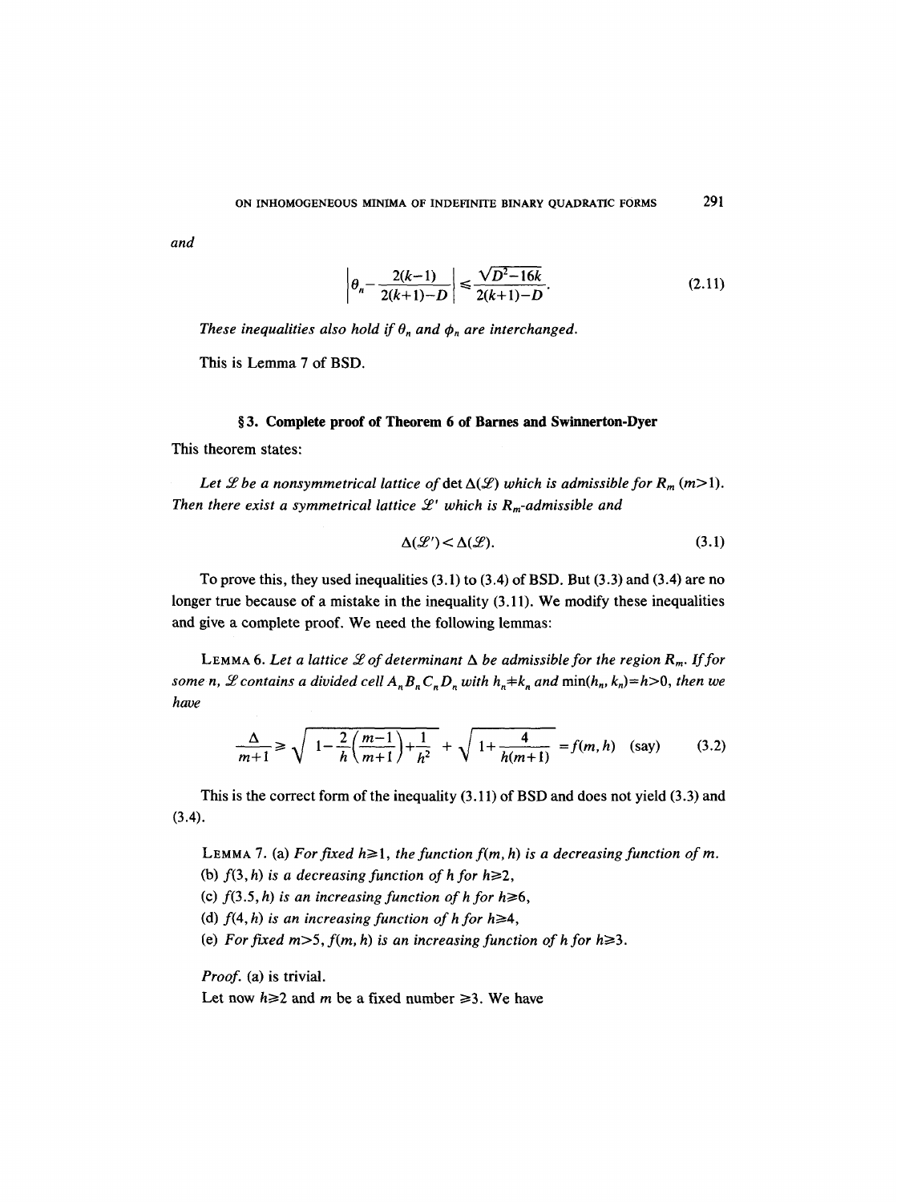and

$$\left|\theta_n - \frac{2(k-1)}{2(k+1)-D}\right| \leqslant \frac{\sqrt{D^2-16k}}{2(k+1)-D}. \tag{2.11}$$

*These inequalities also hold if $\theta_n$ and $\phi_n$ are interchanged.*

This is Lemma 7 of BSD.

### § 3. Complete proof of Theorem 6 of Barnes and Swinnerton-Dyer

This theorem states:

*Let $\mathscr{L}$ be a nonsymmetrical lattice of* det $\Delta(\mathscr{L})$ *which is admissible for $R_m$ $(m>1)$. Then there exist a symmetrical lattice $\mathscr{L}'$ which is $R_m$-admissible and*

$$\Delta(\mathscr{L}') < \Delta(\mathscr{L}). \tag{3.1}$$

To prove this, they used inequalities (3.1) to (3.4) of BSD. But (3.3) and (3.4) are no longer true because of a mistake in the inequality (3.11). We modify these inequalities and give a complete proof. We need the following lemmas:

LEMMA 6. *Let a lattice $\mathscr{L}$ of determinant $\Delta$ be admissible for the region $R_m$. If for some $n$, $\mathscr{L}$ contains a divided cell $A_nB_nC_nD_n$ with $h_n \neq k_n$ and $\min(h_n, k_n)=h>0$, then we have*

$$\frac{\Delta}{m+1} \geqslant \sqrt{1-\frac{2}{h}\left(\frac{m-1}{m+1}\right)+\frac{1}{h^2}} + \sqrt{1+\frac{4}{h(m+1)}} = f(m,h) \quad \text{(say)} \tag{3.2}$$

This is the correct form of the inequality (3.11) of BSD and does not yield (3.3) and (3.4).

LEMMA 7. (a) *For fixed $h \geqslant 1$, the function $f(m,h)$ is a decreasing function of $m$.*
(b) *$f(3,h)$ is a decreasing function of $h$ for $h \geqslant 2$,*
(c) *$f(3.5,h)$ is an increasing function of $h$ for $h \geqslant 6$,*
(d) *$f(4,h)$ is an increasing function of $h$ for $h \geqslant 4$,*
(e) *For fixed $m>5$, $f(m,h)$ is an increasing function of $h$ for $h \geqslant 3$.*

*Proof.* (a) is trivial.

Let now $h \geqslant 2$ and $m$ be a fixed number $\geqslant 3$. We have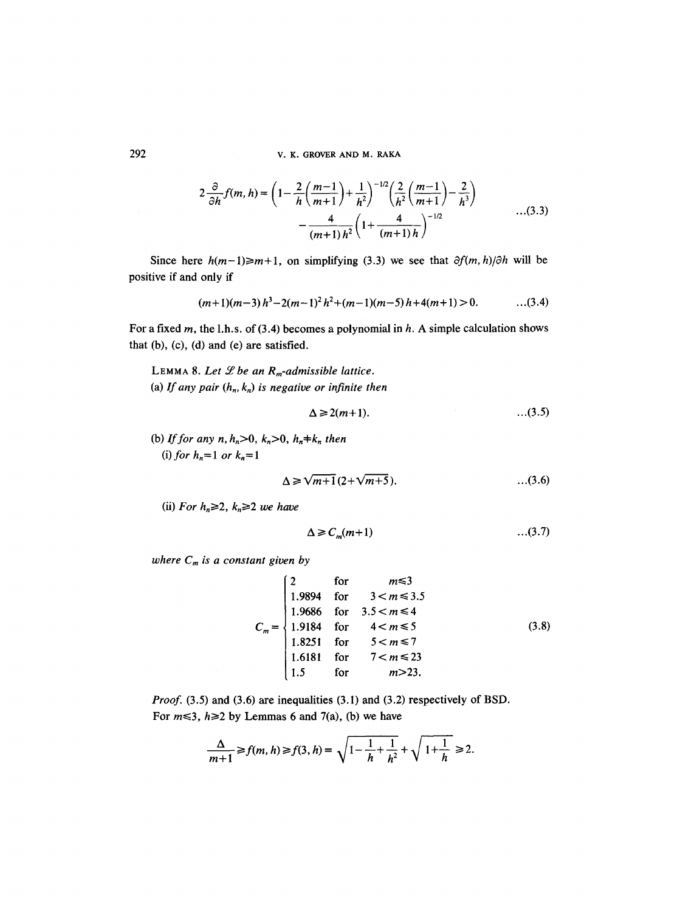$$2\frac{\partial}{\partial h}f(m,h) = \left(1-\frac{2}{h}\left(\frac{m-1}{m+1}\right)+\frac{1}{h^2}\right)^{-1/2}\left(\frac{2}{h^2}\left(\frac{m-1}{m+1}\right)-\frac{2}{h^3}\right) - \frac{4}{(m+1)h^2}\left(1+\frac{4}{(m+1)h}\right)^{-1/2} \qquad \ldots(3.3)$$

Since here $h(m-1) \geqslant m+1$, on simplifying (3.3) we see that $\partial f(m,h)/\partial h$ will be positive if and only if

$$(m+1)(m-3)h^3 - 2(m-1)^2h^2 + (m-1)(m-5)h + 4(m+1) > 0. \qquad \ldots(3.4)$$

For a fixed $m$, the l.h.s. of (3.4) becomes a polynomial in $h$. A simple calculation shows that (b), (c), (d) and (e) are satisfied.

LEMMA 8. *Let $\mathscr{L}$ be an $R_m$-admissible lattice.*

(a) *If any pair $(h_n, k_n)$ is negative or infinite then*

$$\Delta \geqslant 2(m+1). \qquad \ldots(3.5)$$

(b) *If for any $n$, $h_n > 0$, $k_n > 0$, $h_n \neq k_n$ then*

(i) *for $h_n = 1$ or $k_n = 1$*

$$\Delta \geqslant \sqrt{m+1}\,(2+\sqrt{m+5}). \qquad \ldots(3.6)$$

(ii) *For $h_n \geqslant 2$, $k_n \geqslant 2$ we have*

$$\Delta \geqslant C_m(m+1) \qquad \ldots(3.7)$$

*where $C_m$ is a constant given by*

$$C_m = \begin{cases} 2 & \text{for} \quad m \leqslant 3 \\ 1.9894 & \text{for} \quad 3 < m \leqslant 3.5 \\ 1.9686 & \text{for} \quad 3.5 < m \leqslant 4 \\ 1.9184 & \text{for} \quad 4 < m \leqslant 5 \\ 1.8251 & \text{for} \quad 5 < m \leqslant 7 \\ 1.6181 & \text{for} \quad 7 < m \leqslant 23 \\ 1.5 & \text{for} \quad m > 23. \end{cases} \qquad (3.8)$$

*Proof.* (3.5) and (3.6) are inequalities (3.1) and (3.2) respectively of BSD.

For $m \leqslant 3$, $h \geqslant 2$ by Lemmas 6 and 7(a), (b) we have

$$\frac{\Delta}{m+1} \geqslant f(m,h) \geqslant f(3,h) = \sqrt{1-\frac{1}{h}+\frac{1}{h^2}} + \sqrt{1+\frac{1}{h}} \geqslant 2.$$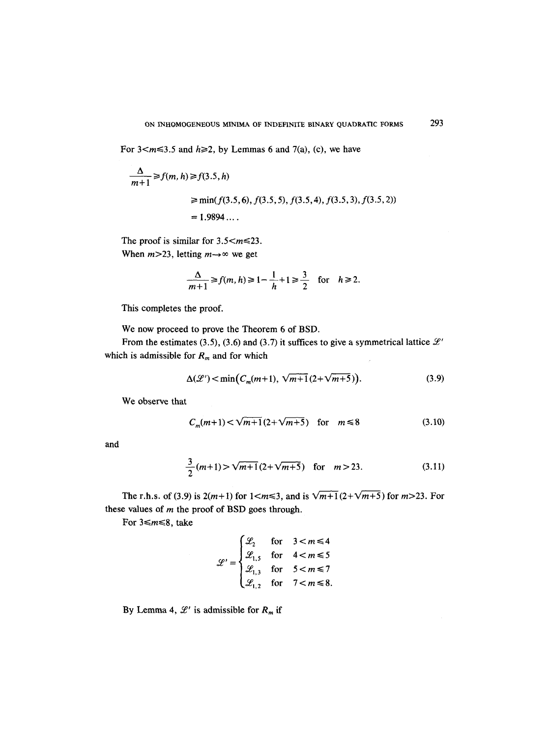For $3<m\leqslant 3.5$ and $h\geqslant 2$, by Lemmas 6 and 7(a), (c), we have

$$
\begin{aligned}
\frac{\Delta}{m+1} &\geqslant f(m,h) \geqslant f(3.5,h) \\
&\geqslant \min(f(3.5,6), f(3.5,5), f(3.5,4), f(3.5,3), f(3.5,2)) \\
&= 1.9894\ldots.
\end{aligned}
$$

The proof is similar for $3.5<m\leqslant 23$.

When $m>23$, letting $m\to\infty$ we get

$$
\frac{\Delta}{m+1} \geqslant f(m,h) \geqslant 1-\frac{1}{h}+1 \geqslant \frac{3}{2} \quad \text{for} \quad h\geqslant 2.
$$

This completes the proof.

We now proceed to prove the Theorem 6 of BSD.

From the estimates (3.5), (3.6) and (3.7) it suffices to give a symmetrical lattice $\mathscr{L}'$ which is admissible for $R_m$ and for which

$$
\Delta(\mathscr{L}') < \min\left(C_m(m+1), \sqrt{m+1}(2+\sqrt{m+5})\right). \tag{3.9}
$$

We observe that

$$
C_m(m+1) < \sqrt{m+1}(2+\sqrt{m+5}) \quad \text{for} \quad m\leqslant 8 \tag{3.10}
$$

and

$$
\frac{3}{2}(m+1) > \sqrt{m+1}(2+\sqrt{m+5}) \quad \text{for} \quad m>23. \tag{3.11}
$$

The r.h.s. of (3.9) is $2(m+1)$ for $1<m\leqslant 3$, and is $\sqrt{m+1}(2+\sqrt{m+5})$ for $m>23$. For these values of $m$ the proof of BSD goes through.

For $3\leqslant m\leqslant 8$, take

$$
\mathscr{L}' = \begin{cases} \mathscr{L}_2 & \text{for} \quad 3<m\leqslant 4 \\ \mathscr{L}_{1,5} & \text{for} \quad 4<m\leqslant 5 \\ \mathscr{L}_{1,3} & \text{for} \quad 5<m\leqslant 7 \\ \mathscr{L}_{1,2} & \text{for} \quad 7<m\leqslant 8. \end{cases}
$$

By Lemma 4, $\mathscr{L}'$ is admissible for $R_m$ if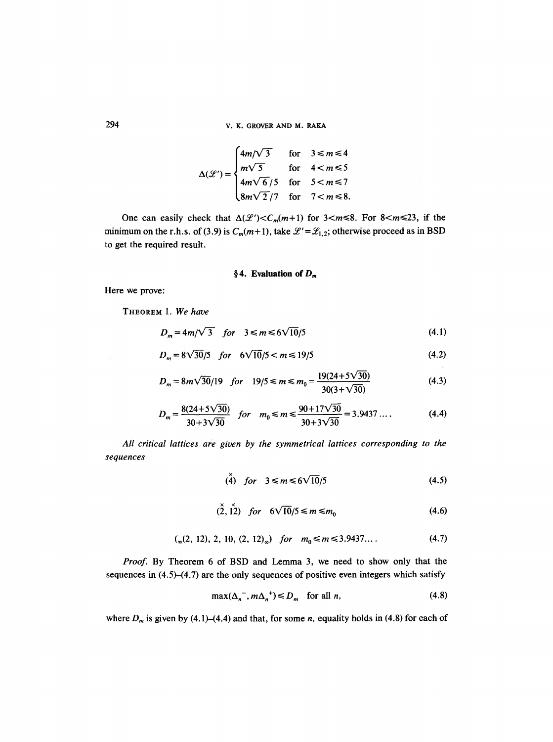$$\Delta(\mathscr{L}') = \begin{cases} 4m/\sqrt{3} & \text{for} \quad 3 \leq m \leq 4 \\ m\sqrt{5} & \text{for} \quad 4 < m \leq 5 \\ 4m\sqrt{6}/5 & \text{for} \quad 5 < m \leq 7 \\ 8m\sqrt{2}/7 & \text{for} \quad 7 < m \leq 8. \end{cases}$$

One can easily check that $\Delta(\mathscr{L}') < C_m(m+1)$ for $3 < m \leq 8$. For $8 < m \leq 23$, if the minimum on the r.h.s. of (3.9) is $C_m(m+1)$, take $\mathscr{L}' = \mathscr{L}_{1,2}$; otherwise proceed as in BSD to get the required result.

## §4. Evaluation of $D_m$

Here we prove:

THEOREM 1. *We have*

$$D_m = 4m/\sqrt{3} \quad \text{for} \quad 3 \leq m \leq 6\sqrt{10}/5 \tag{4.1}$$

$$D_m = 8\sqrt{30}/5 \quad \text{for} \quad 6\sqrt{10}/5 < m \leq 19/5 \tag{4.2}$$

$$D_m = 8m\sqrt{30}/19 \quad \text{for} \quad 19/5 \leq m \leq m_0 = \frac{19(24+5\sqrt{30})}{30(3+\sqrt{30})} \tag{4.3}$$

$$D_m = \frac{8(24+5\sqrt{30})}{30+3\sqrt{30}} \quad \text{for} \quad m_0 \leq m \leq \frac{90+17\sqrt{30}}{30+3\sqrt{30}} = 3.9437\ldots. \tag{4.4}$$

*All critical lattices are given by the symmetrical lattices corresponding to the sequences*

$$(\overset{\times}{4}) \quad \text{for} \quad 3 \leq m \leq 6\sqrt{10}/5 \tag{4.5}$$

$$(\overset{\times}{2}, \overset{\times}{12}) \quad \text{for} \quad 6\sqrt{10}/5 \leq m \leq m_0 \tag{4.6}$$

$$({}_\infty(2,\, 12),\, 2,\, 10,\, (2,\, 12)_\infty) \quad \text{for} \quad m_0 \leq m \leq 3.9437\ldots. \tag{4.7}$$

*Proof.* By Theorem 6 of BSD and Lemma 3, we need to show only that the sequences in (4.5)–(4.7) are the only sequences of positive even integers which satisfy

$$\max(\Delta_n^-, m\Delta_n^+) \leq D_m \quad \text{for all } n, \tag{4.8}$$

where $D_m$ is given by (4.1)–(4.4) and that, for some $n$, equality holds in (4.8) for each of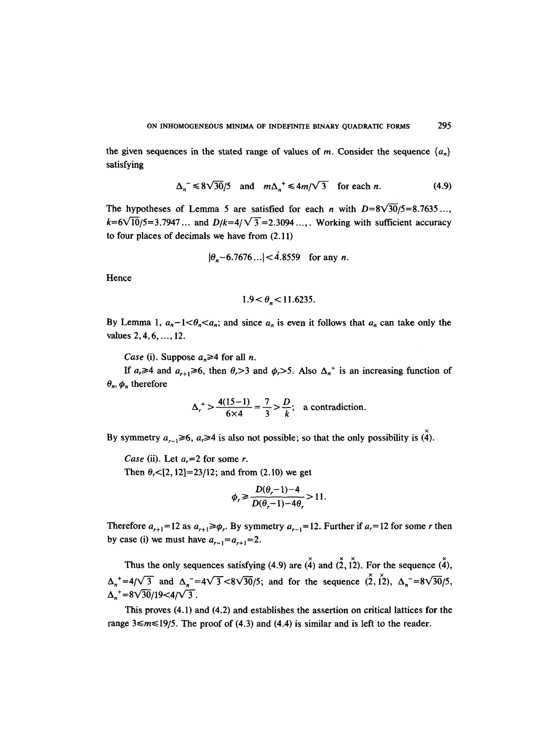the given sequences in the stated range of values of $m$. Consider the sequence $\{a_n\}$ satisfying

$$\Delta_n^- \leq 8\sqrt{30}/5 \quad \text{and} \quad m\Delta_n^+ \leq 4m/\sqrt{3} \quad \text{for each } n. \tag{4.9}$$

The hypotheses of Lemma 5 are satisfied for each $n$ with $D=8\sqrt{30}/5=8.7635\ldots$, $k=6\sqrt{10}/5=3.7947\ldots$ and $D/k=4/\sqrt{3}=2.3094\ldots,$. Working with sufficient accuracy to four places of decimals we have from (2.11)

$$|\theta_n - 6.7676\ldots| < 4.8559 \quad \text{for any } n.$$

Hence

$$1.9 < \theta_n < 11.6235.$$

By Lemma 1, $a_n - 1 < \theta_n < a_n$; and since $a_n$ is even it follows that $a_n$ can take only the values $2, 4, 6, \ldots, 12$.

*Case* (i). Suppose $a_n \geq 4$ for all $n$.

If $a_r \geq 4$ and $a_{r+1} \geq 6$, then $\theta_r > 3$ and $\phi_r > 5$. Also $\Delta_n^+$ is an increasing function of $\theta_n, \phi_n$ therefore

$$\Delta_r^+ > \frac{4(15-1)}{6\times 4} = \frac{7}{3} > \frac{D}{k}; \quad \text{a contradiction.}$$

By symmetry $a_{r-1} \geq 6$, $a_r \geq 4$ is also not possible; so that the only possibility is $(\overset{\times}{4})$.

*Case* (ii). Let $a_r = 2$ for some $r$.

Then $\theta_r < [2, 12] = 23/12$; and from (2.10) we get

$$\phi_r \geq \frac{D(\theta_r - 1) - 4}{D(\theta_r - 1) - 4\theta_r} > 11.$$

Therefore $a_{r+1} = 12$ as $a_{r+1} \geq \phi_r$. By symmetry $a_{r-1} = 12$. Further if $a_r = 12$ for some $r$ then by case (i) we must have $a_{r-1} = a_{r+1} = 2$.

Thus the only sequences satisfying (4.9) are $(\overset{\times}{4})$ and $(\overset{\times}{2}, \overset{\times}{12})$. For the sequence $(\overset{\times}{4})$, $\Delta_n^+ = 4/\sqrt{3}$ and $\Delta_n^- = 4\sqrt{3} < 8\sqrt{30}/5$; and for the sequence $(\overset{\times}{2}, \overset{\times}{12})$, $\Delta_n^- = 8\sqrt{30}/5$, $\Delta_n^+ = 8\sqrt{30}/19 < 4/\sqrt{3}$.

This proves (4.1) and (4.2) and establishes the assertion on critical lattices for the range $3 \leq m \leq 19/5$. The proof of (4.3) and (4.4) is similar and is left to the reader.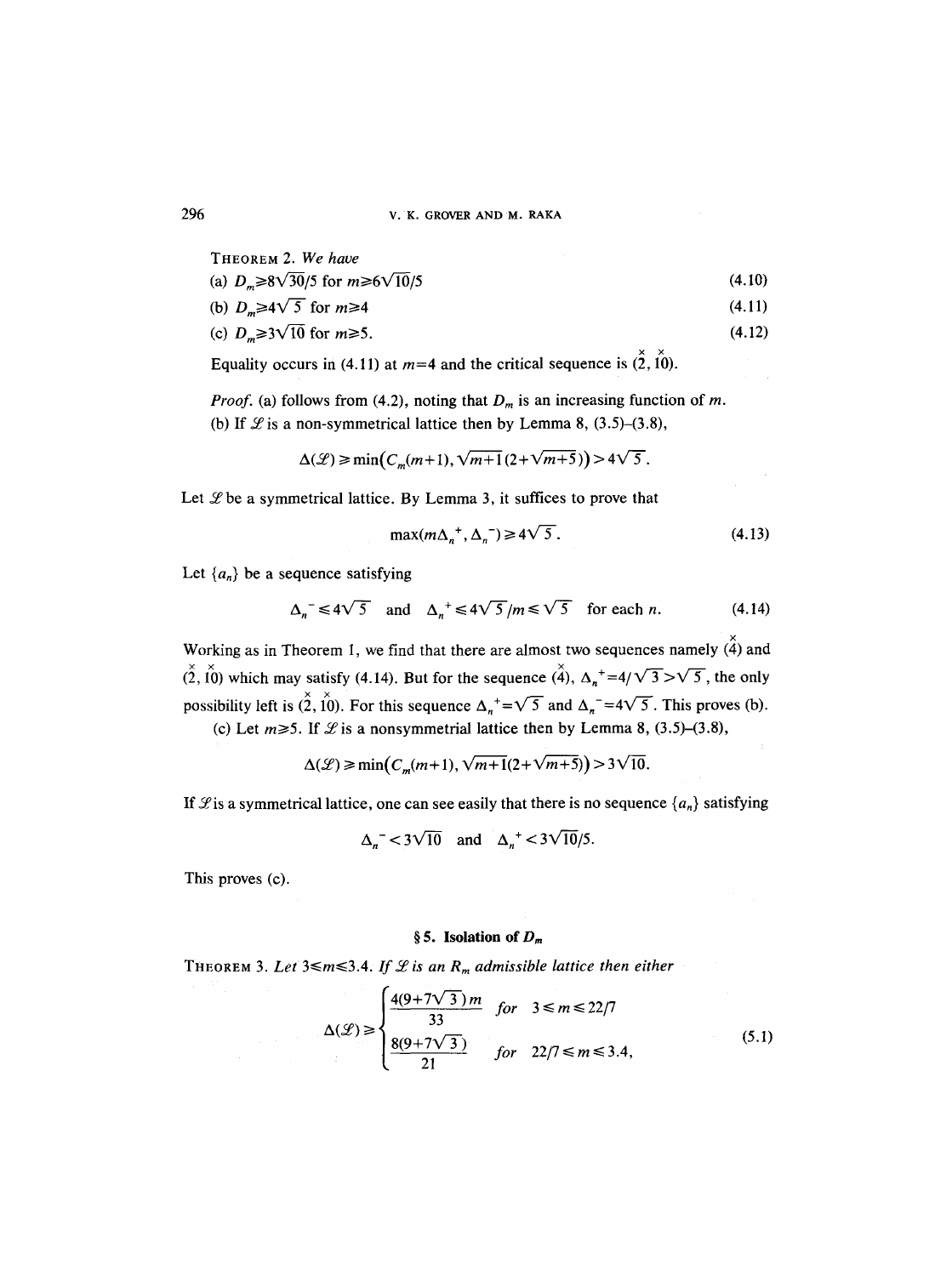**Theorem 2.** *We have*

(a) $D_m \geq 8\sqrt{30}/5$ for $m \geq 6\sqrt{10}/5$ (4.10)

(b) $D_m \geq 4\sqrt{5}$ for $m \geq 4$ (4.11)

(c) $D_m \geq 3\sqrt{10}$ for $m \geq 5$. (4.12)

Equality occurs in (4.11) at $m=4$ and the critical sequence is $(\overset{\times}{2}, \overset{\times}{10})$.

*Proof.* (a) follows from (4.2), noting that $D_m$ is an increasing function of $m$.

(b) If $\mathscr{L}$ is a non-symmetrical lattice then by Lemma 8, (3.5)–(3.8),

$$\Delta(\mathscr{L}) \geq \min\bigl(C_m(m+1), \sqrt{m+1}\,(2+\sqrt{m+5})\bigr) > 4\sqrt{5}.$$

Let $\mathscr{L}$ be a symmetrical lattice. By Lemma 3, it suffices to prove that

$$\max(m\Delta_n^{+}, \Delta_n^{-}) \geq 4\sqrt{5}. \tag{4.13}$$

Let $\{a_n\}$ be a sequence satisfying

$$\Delta_n^{-} \leq 4\sqrt{5} \quad \text{and} \quad \Delta_n^{+} \leq 4\sqrt{5}/m \leq \sqrt{5} \quad \text{for each } n. \tag{4.14}$$

Working as in Theorem 1, we find that there are almost two sequences namely $(\overset{\times}{4})$ and $(\overset{\times}{2}, \overset{\times}{10})$ which may satisfy (4.14). But for the sequence $(\overset{\times}{4})$, $\Delta_n^{+} = 4/\sqrt{3} > \sqrt{5}$, the only possibility left is $(\overset{\times}{2}, \overset{\times}{10})$. For this sequence $\Delta_n^{+} = \sqrt{5}$ and $\Delta_n^{-} = 4\sqrt{5}$. This proves (b).

(c) Let $m \geq 5$. If $\mathscr{L}$ is a nonsymmetrial lattice then by Lemma 8, (3.5)–(3.8),

$$\Delta(\mathscr{L}) \geq \min\bigl(C_m(m+1), \sqrt{m+1}(2+\sqrt{m+5})\bigr) > 3\sqrt{10}.$$

If $\mathscr{L}$ is a symmetrical lattice, one can see easily that there is no sequence $\{a_n\}$ satisfying

$$\Delta_n^{-} < 3\sqrt{10} \quad \text{and} \quad \Delta_n^{+} < 3\sqrt{10}/5.$$

This proves (c).

## § 5. Isolation of $D_m$

**Theorem 3.** *Let* $3 \leq m \leq 3.4$. *If* $\mathscr{L}$ *is an* $R_m$ *admissible lattice then either*

$$\Delta(\mathscr{L}) \geq \begin{cases} \dfrac{4(9+7\sqrt{3})\,m}{33} & \text{for} \quad 3 \leq m \leq 22/7 \\[2ex] \dfrac{8(9+7\sqrt{3})}{21} & \text{for} \quad 22/7 \leq m \leq 3.4, \end{cases} \tag{5.1}$$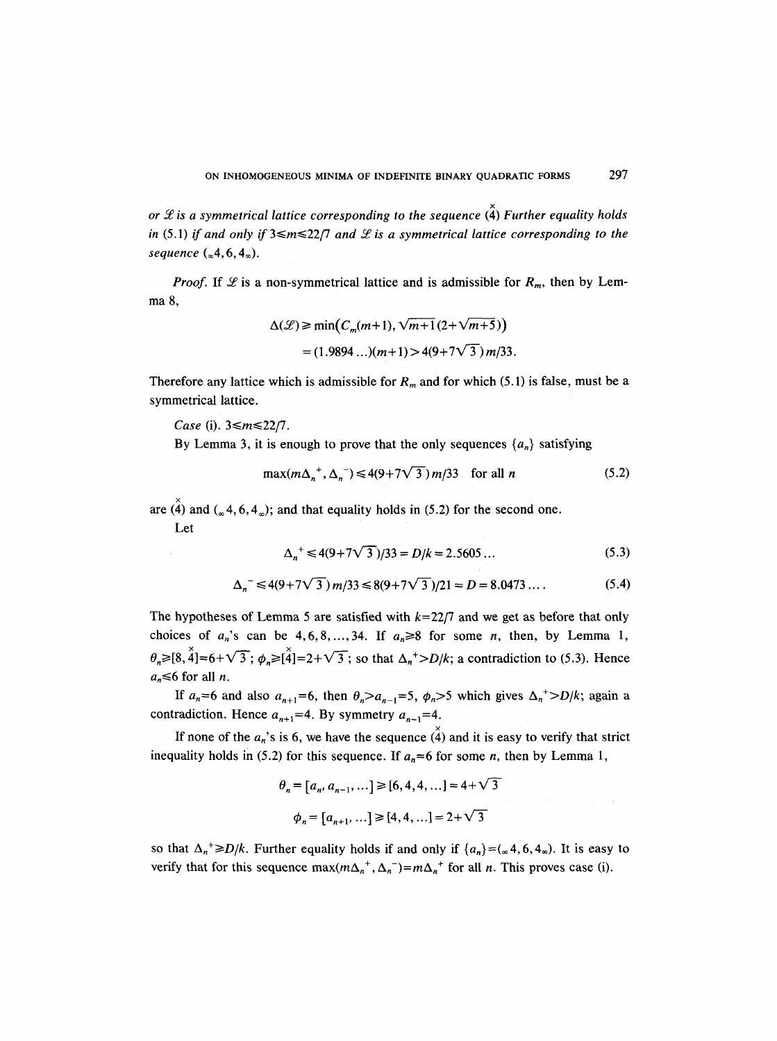*or $\mathscr{L}$ is a symmetrical lattice corresponding to the sequence $(\overset{\times}{4})$ Further equality holds in (5.1) if and only if $3 \leq m \leq 22/7$ and $\mathscr{L}$ is a symmetrical lattice corresponding to the sequence $({}_\infty 4, 6, 4_\infty)$.*

*Proof.* If $\mathscr{L}$ is a non-symmetrical lattice and is admissible for $R_m$, then by Lemma 8,

$$\Delta(\mathscr{L}) \geq \min\left(C_m(m+1), \sqrt{m+1}\,(2+\sqrt{m+5})\right)$$
$$= (1.9894\ldots)(m+1) > 4(9+7\sqrt{3})\,m/33.$$

Therefore any lattice which is admissible for $R_m$ and for which (5.1) is false, must be a symmetrical lattice.

*Case* (i). $3 \leq m \leq 22/7$.

By Lemma 3, it is enough to prove that the only sequences $\{a_n\}$ satisfying

$$\max(m\Delta_n^+, \Delta_n^-) \leq 4(9+7\sqrt{3})\,m/33 \quad \text{for all } n \tag{5.2}$$

are $(\overset{\times}{4})$ and $({}_\infty 4, 6, 4_\infty)$; and that equality holds in (5.2) for the second one.

Let

$$\Delta_n^+ \leq 4(9+7\sqrt{3})/33 = D/k = 2.5605\ldots \tag{5.3}$$

$$\Delta_n^- \leq 4(9+7\sqrt{3})\,m/33 \leq 8(9+7\sqrt{3})/21 = D = 8.0473\ldots. \tag{5.4}$$

The hypotheses of Lemma 5 are satisfied with $k=22/7$ and we get as before that only choices of $a_n$'s can be $4, 6, 8, \ldots, 34$. If $a_n \geq 8$ for some $n$, then, by Lemma 1, $\theta_n \geq [8, \overset{\times}{4}] = 6+\sqrt{3}$; $\phi_n \geq [\overset{\times}{4}] = 2+\sqrt{3}$; so that $\Delta_n^+ > D/k$; a contradiction to (5.3). Hence $a_n \leq 6$ for all $n$.

If $a_n = 6$ and also $a_{n+1} = 6$, then $\theta_n > a_{n-1} = 5$, $\phi_n > 5$ which gives $\Delta_n^+ > D/k$; again a contradiction. Hence $a_{n+1} = 4$. By symmetry $a_{n-1} = 4$.

If none of the $a_n$'s is 6, we have the sequence $(\overset{\times}{4})$ and it is easy to verify that strict inequality holds in (5.2) for this sequence. If $a_n = 6$ for some $n$, then by Lemma 1,

$$\theta_n = [a_n, a_{n-1}, \ldots] \geq [6, 4, 4, \ldots] = 4+\sqrt{3}$$

$$\phi_n = [a_{n+1}, \ldots] \geq [4, 4, \ldots] = 2+\sqrt{3}$$

so that $\Delta_n^+ \geq D/k$. Further equality holds if and only if $\{a_n\} = ({}_\infty 4, 6, 4_\infty)$. It is easy to verify that for this sequence $\max(m\Delta_n^+, \Delta_n^-) = m\Delta_n^+$ for all $n$. This proves case (i).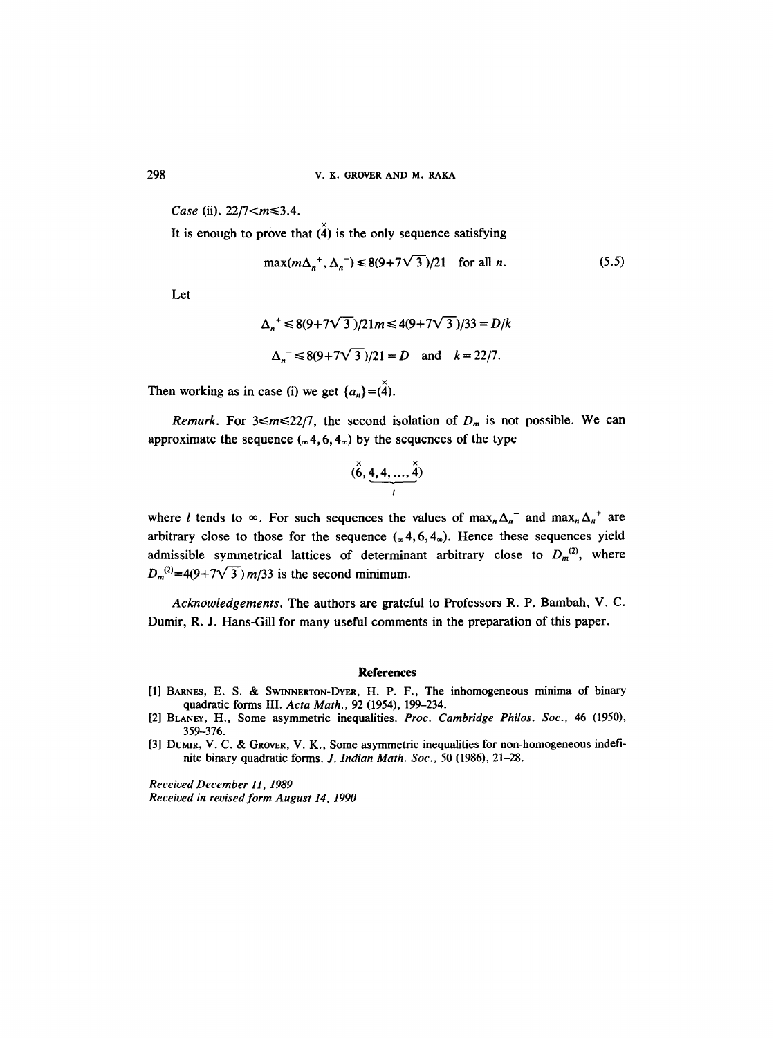*Case* (ii). $22/7<m\leq 3.4$.

It is enough to prove that $(\overset{\times}{4})$ is the only sequence satisfying

$$\max(m\Delta_n^+, \Delta_n^-) \leq 8(9+7\sqrt{3})/21 \quad \text{for all } n. \tag{5.5}$$

Let

$$\Delta_n^+ \leq 8(9+7\sqrt{3})/21m \leq 4(9+7\sqrt{3})/33 = D/k$$

$$\Delta_n^- \leq 8(9+7\sqrt{3})/21 = D \quad \text{and} \quad k = 22/7.$$

Then working as in case (i) we get $\{a_n\} = (\overset{\times}{4})$.

*Remark.* For $3\leq m\leq 22/7$, the second isolation of $D_m$ is not possible. We can approximate the sequence $({}_\infty 4, 6, 4_\infty)$ by the sequences of the type

$$(\overset{\times}{6}, \underbrace{4, 4, \ldots, \overset{\times}{4}}_{l})$$

where $l$ tends to $\infty$. For such sequences the values of $\max_n \Delta_n^-$ and $\max_n \Delta_n^+$ are arbitrary close to those for the sequence $({}_\infty 4, 6, 4_\infty)$. Hence these sequences yield admissible symmetrical lattices of determinant arbitrary close to $D_m^{(2)}$, where $D_m^{(2)} = 4(9+7\sqrt{3})\, m/33$ is the second minimum.

*Acknowledgements.* The authors are grateful to Professors R. P. Bambah, V. C. Dumir, R. J. Hans-Gill for many useful comments in the preparation of this paper.

## References

[1] Barnes, E. S. & Swinnerton-Dyer, H. P. F., The inhomogeneous minima of binary quadratic forms III. *Acta Math.*, 92 (1954), 199–234.

[2] Blaney, H., Some asymmetric inequalities. *Proc. Cambridge Philos. Soc.*, 46 (1950), 359–376.

[3] Dumir, V. C. & Grover, V. K., Some asymmetric inequalities for non-homogeneous indefinite binary quadratic forms. *J. Indian Math. Soc.*, 50 (1986), 21–28.

*Received December 11, 1989*
*Received in revised form August 14, 1990*